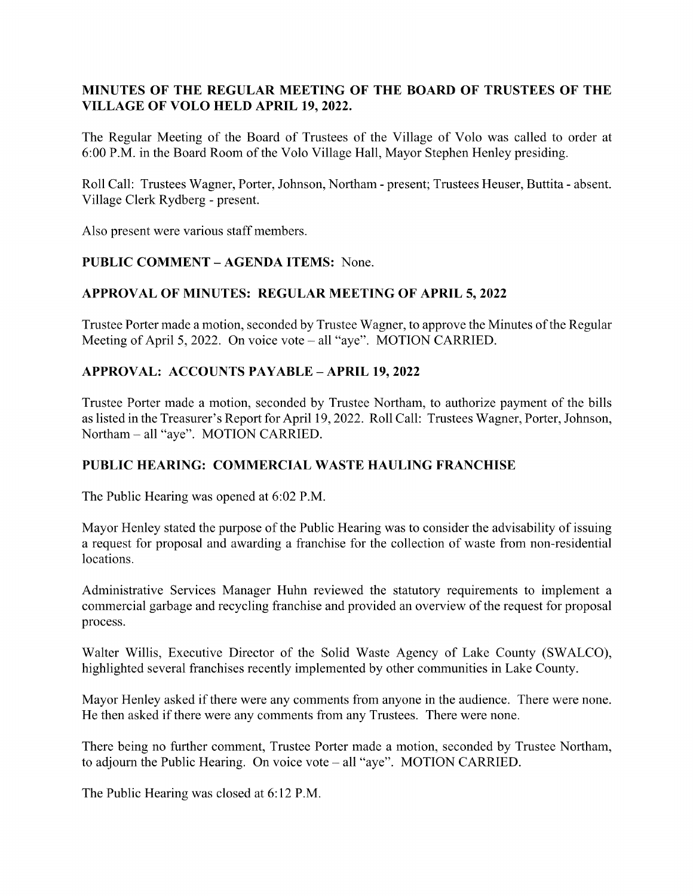**MINUTES OF THE REGULAR MEETING OF THE BOARD OF TRUSTEES OF THE VILLAGE OF VOLO HELD APRIL 19, 2022.**

The Regular Meeting of the Board of Trustees of the Village of Volo was called to order at 6:00 P.M. in the Board Room of the Volo Village Hall, Mayor Stephen Henley presiding.

Roll Call: Trustees Wagner, Porter, Johnson, Northam - present; Trustees Heuser, Buttita - absent. Village Clerk Rydberg - present.

Also present were various staff members.

**PUBLIC COMMENT – AGENDA ITEMS:** None.

**APPROVAL OF MINUTES: REGULAR MEETING OF APRIL 5, 2022**

Trustee Porter made a motion, seconded by Trustee Wagner, to approve the Minutes of the Regular Meeting of April 5, 2022. On voice vote – all "aye". MOTION CARRIED.

**APPROVAL: ACCOUNTS PAYABLE – APRIL 19, 2022**

Trustee Porter made a motion, seconded by Trustee Northam, to authorize payment of the bills as listed in the Treasurer's Report for April 19, 2022. Roll Call: Trustees Wagner, Porter, Johnson, Northam – all "aye". MOTION CARRIED.

**PUBLIC HEARING: COMMERCIAL WASTE HAULING FRANCHISE**

The Public Hearing was opened at 6:02 P.M.

Mayor Henley stated the purpose of the Public Hearing was to consider the advisability of issuing a request for proposal and awarding a franchise for the collection of waste from non-residential locations.

Administrative Services Manager Huhn reviewed the statutory requirements to implement a commercial garbage and recycling franchise and provided an overview of the request for proposal process.

Walter Willis, Executive Director of the Solid Waste Agency of Lake County (SWALCO), highlighted several franchises recently implemented by other communities in Lake County.

Mayor Henley asked if there were any comments from anyone in the audience. There were none. He then asked if there were any comments from any Trustees. There were none.

There being no further comment, Trustee Porter made a motion, seconded by Trustee Northam, to adjourn the Public Hearing. On voice vote – all "aye". MOTION CARRIED.

The Public Hearing was closed at 6:12 P.M.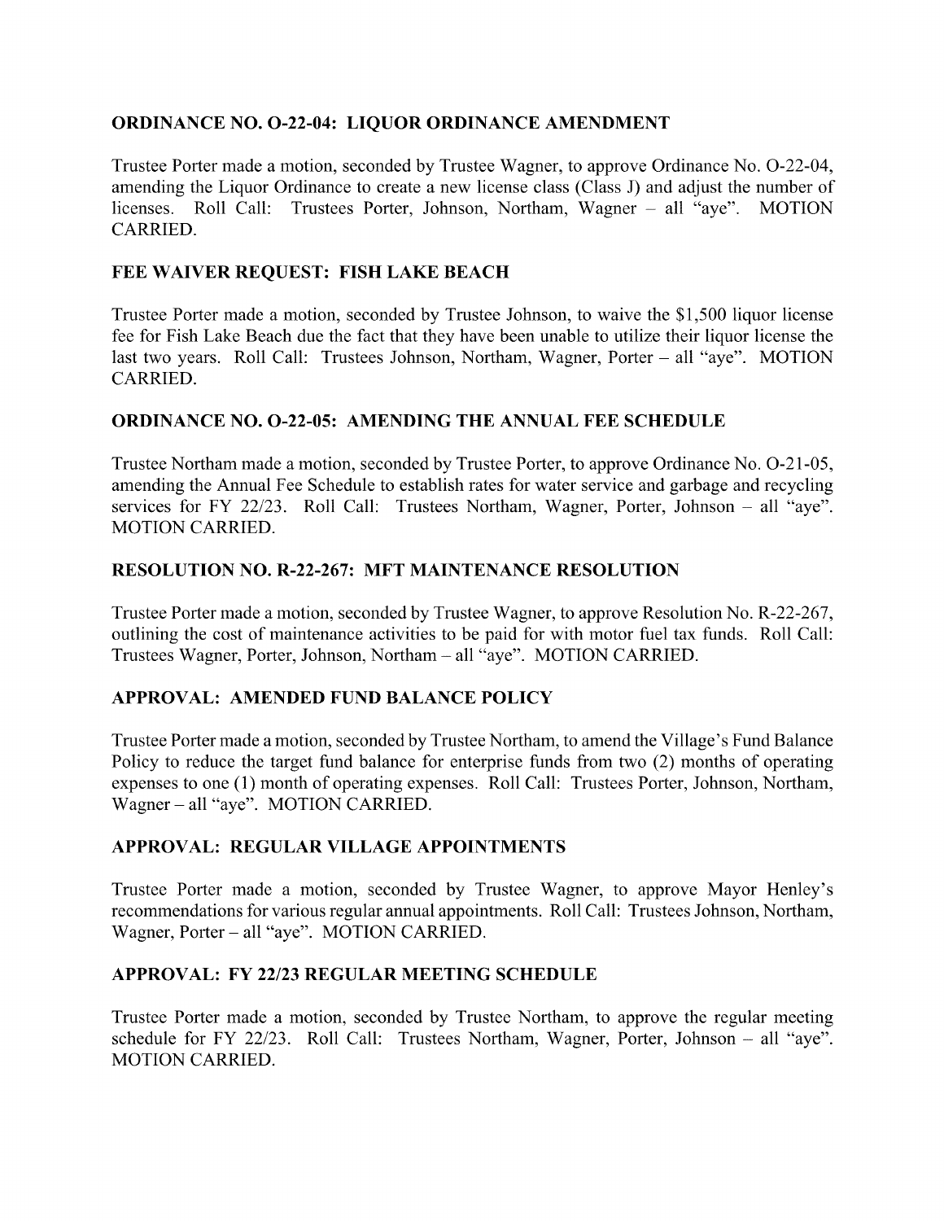**ORDINANCE NO. O-22-04: LIQUOR ORDINANCE AMENDMENT**

Trustee Porter made a motion, seconded by Trustee Wagner, to approve Ordinance No. O-22-04, amending the Liquor Ordinance to create a new license class (Class J) and adjust the number of licenses. Roll Call: Trustees Porter, Johnson, Northam, Wagner – all "aye". MOTION CARRIED.

**FEE WAIVER REQUEST: FISH LAKE BEACH**

Trustee Porter made a motion, seconded by Trustee Johnson, to waive the $1,500 liquor license fee for Fish Lake Beach due the fact that they have been unable to utilize their liquor license the last two years. Roll Call: Trustees Johnson, Northam, Wagner, Porter – all "aye". MOTION CARRIED.

**ORDINANCE NO. O-22-05: AMENDING THE ANNUAL FEE SCHEDULE**

Trustee Northam made a motion, seconded by Trustee Porter, to approve Ordinance No. O-21-05, amending the Annual Fee Schedule to establish rates for water service and garbage and recycling services for FY 22/23. Roll Call: Trustees Northam, Wagner, Porter, Johnson – all "aye". MOTION CARRIED.

**RESOLUTION NO. R-22-267: MFT MAINTENANCE RESOLUTION**

Trustee Porter made a motion, seconded by Trustee Wagner, to approve Resolution No. R-22-267, outlining the cost of maintenance activities to be paid for with motor fuel tax funds. Roll Call: Trustees Wagner, Porter, Johnson, Northam – all "aye". MOTION CARRIED.

**APPROVAL: AMENDED FUND BALANCE POLICY**

Trustee Porter made a motion, seconded by Trustee Northam, to amend the Village's Fund Balance Policy to reduce the target fund balance for enterprise funds from two (2) months of operating expenses to one (1) month of operating expenses. Roll Call: Trustees Porter, Johnson, Northam, Wagner – all "aye". MOTION CARRIED.

**APPROVAL: REGULAR VILLAGE APPOINTMENTS**

Trustee Porter made a motion, seconded by Trustee Wagner, to approve Mayor Henley's recommendations for various regular annual appointments. Roll Call: Trustees Johnson, Northam, Wagner, Porter – all "aye". MOTION CARRIED.

**APPROVAL: FY 22/23 REGULAR MEETING SCHEDULE**

Trustee Porter made a motion, seconded by Trustee Northam, to approve the regular meeting schedule for FY 22/23. Roll Call: Trustees Northam, Wagner, Porter, Johnson – all "aye". MOTION CARRIED.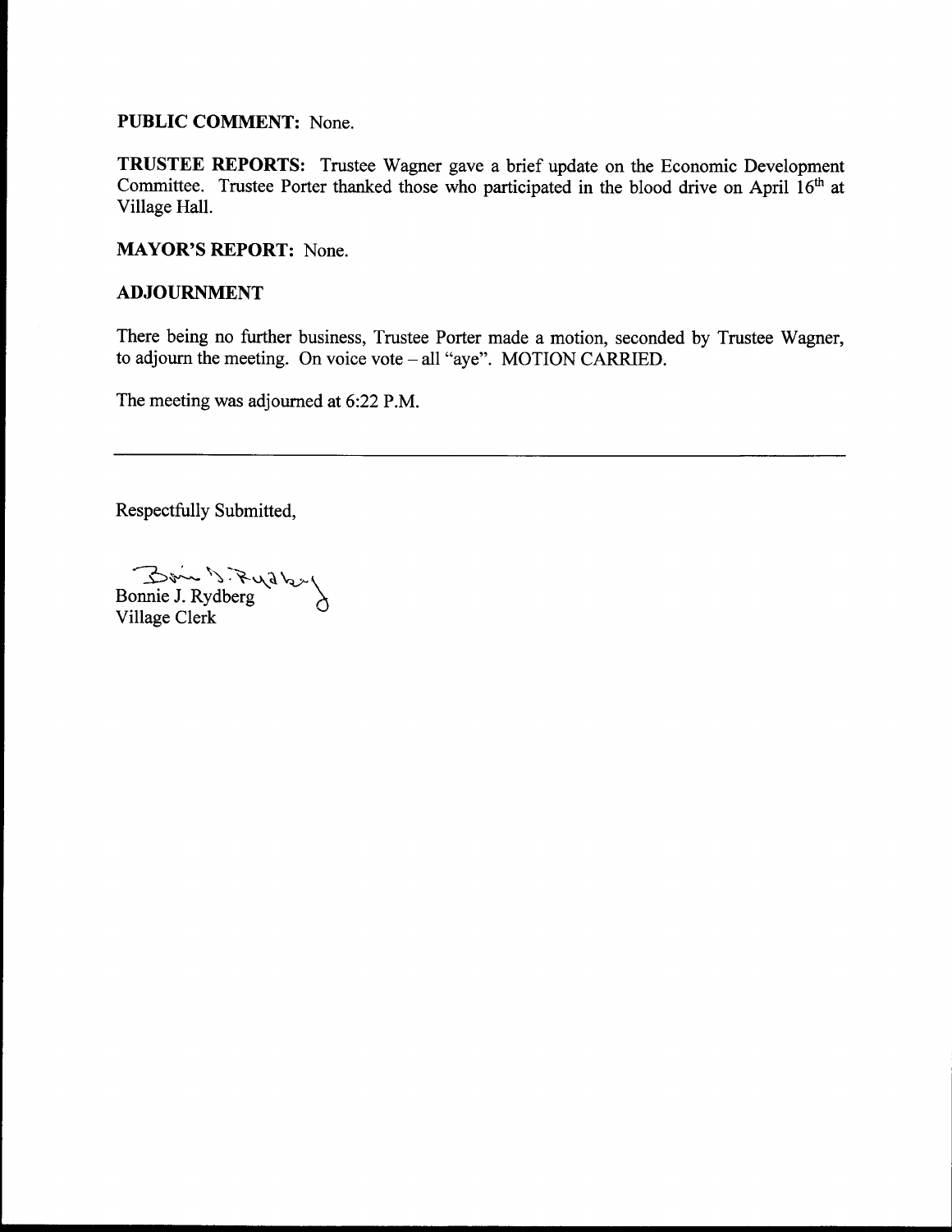**PUBLIC COMMENT:** None.

**TRUSTEE REPORTS:** Trustee Wagner gave a brief update on the Economic Development Committee. Trustee Porter thanked those who participated in the blood drive on April 16th at Village Hall.

**MAYOR'S REPORT:** None.

**ADJOURNMENT**

There being no further business, Trustee Porter made a motion, seconded by Trustee Wagner, to adjourn the meeting. On voice vote – all "aye". MOTION CARRIED.

The meeting was adjourned at 6:22 P.M.

---

Respectfully Submitted,

Bonnie J. Rydberg
Village Clerk